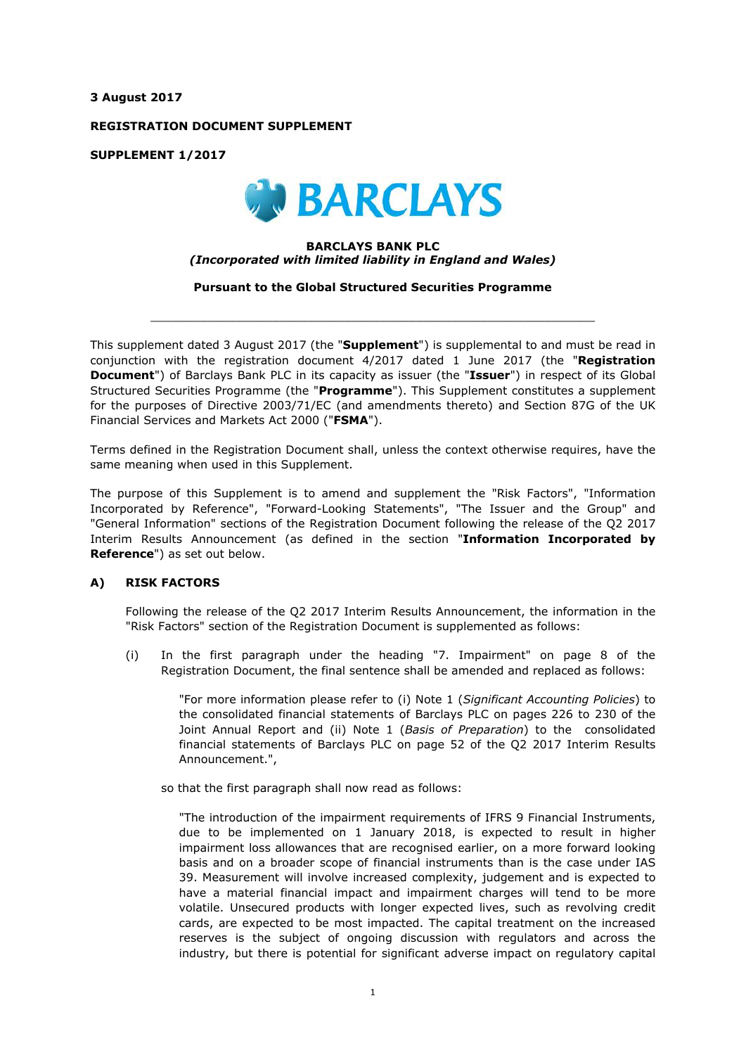**3 August 2017**

**REGISTRATION DOCUMENT SUPPLEMENT**

**SUPPLEMENT 1/2017**

BARCLAYS

**BARCLAYS BANK PLC**
***(Incorporated with limited liability in England and Wales)***

**Pursuant to the Global Structured Securities Programme**

---

This supplement dated 3 August 2017 (the "**Supplement**") is supplemental to and must be read in conjunction with the registration document 4/2017 dated 1 June 2017 (the "**Registration Document**") of Barclays Bank PLC in its capacity as issuer (the "**Issuer**") in respect of its Global Structured Securities Programme (the "**Programme**"). This Supplement constitutes a supplement for the purposes of Directive 2003/71/EC (and amendments thereto) and Section 87G of the UK Financial Services and Markets Act 2000 ("**FSMA**").

Terms defined in the Registration Document shall, unless the context otherwise requires, have the same meaning when used in this Supplement.

The purpose of this Supplement is to amend and supplement the "Risk Factors", "Information Incorporated by Reference", "Forward-Looking Statements", "The Issuer and the Group" and "General Information" sections of the Registration Document following the release of the Q2 2017 Interim Results Announcement (as defined in the section "**Information Incorporated by Reference**") as set out below.

## A) RISK FACTORS

Following the release of the Q2 2017 Interim Results Announcement, the information in the "Risk Factors" section of the Registration Document is supplemented as follows:

(i) In the first paragraph under the heading "7. Impairment" on page 8 of the Registration Document, the final sentence shall be amended and replaced as follows:

> "For more information please refer to (i) Note 1 (*Significant Accounting Policies*) to the consolidated financial statements of Barclays PLC on pages 226 to 230 of the Joint Annual Report and (ii) Note 1 (*Basis of Preparation*) to the consolidated financial statements of Barclays PLC on page 52 of the Q2 2017 Interim Results Announcement.",

so that the first paragraph shall now read as follows:

> "The introduction of the impairment requirements of IFRS 9 Financial Instruments, due to be implemented on 1 January 2018, is expected to result in higher impairment loss allowances that are recognised earlier, on a more forward looking basis and on a broader scope of financial instruments than is the case under IAS 39. Measurement will involve increased complexity, judgement and is expected to have a material financial impact and impairment charges will tend to be more volatile. Unsecured products with longer expected lives, such as revolving credit cards, are expected to be most impacted. The capital treatment on the increased reserves is the subject of ongoing discussion with regulators and across the industry, but there is potential for significant adverse impact on regulatory capital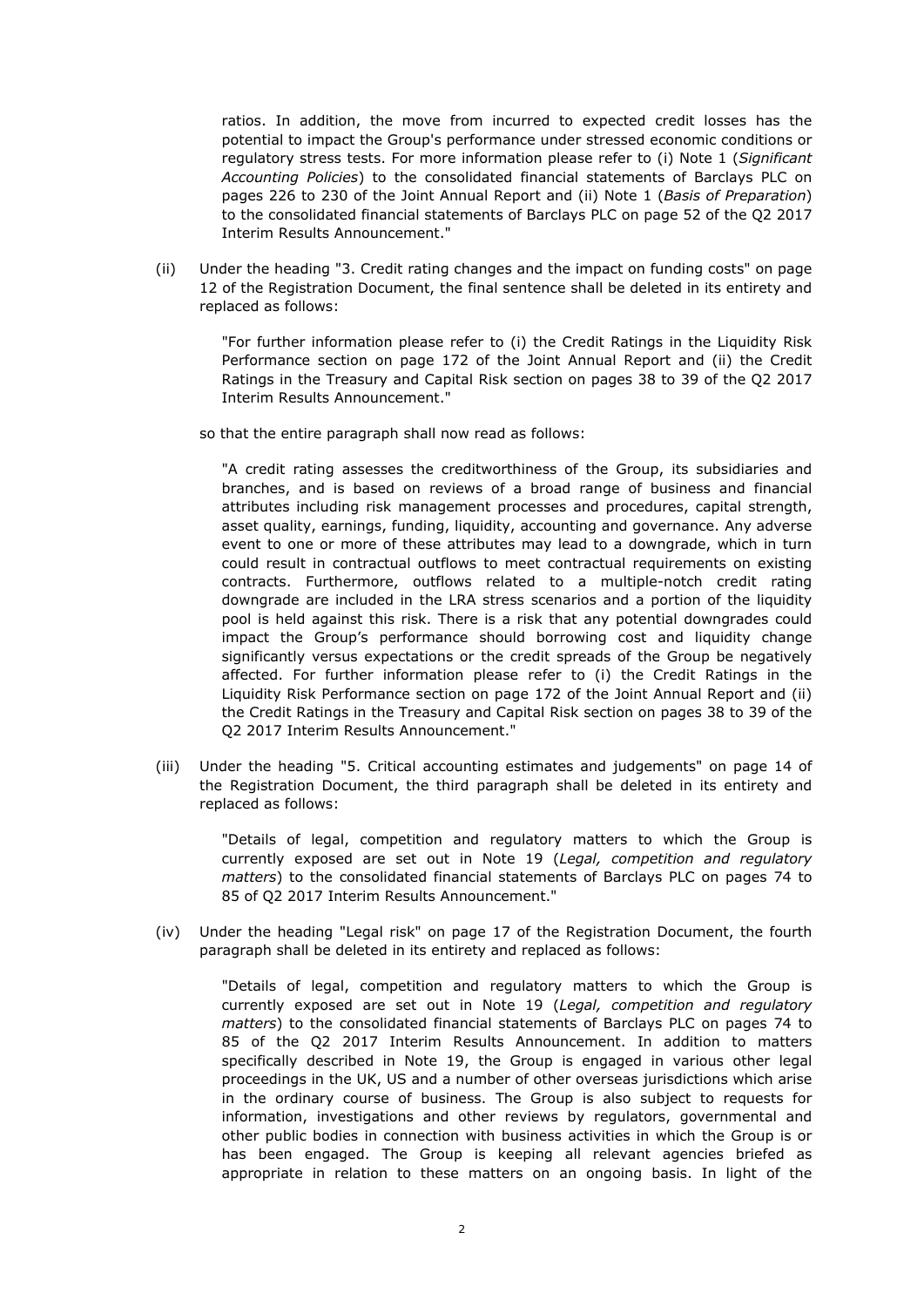ratios. In addition, the move from incurred to expected credit losses has the potential to impact the Group's performance under stressed economic conditions or regulatory stress tests. For more information please refer to (i) Note 1 (*Significant Accounting Policies*) to the consolidated financial statements of Barclays PLC on pages 226 to 230 of the Joint Annual Report and (ii) Note 1 (*Basis of Preparation*) to the consolidated financial statements of Barclays PLC on page 52 of the Q2 2017 Interim Results Announcement."

(ii) Under the heading "3. Credit rating changes and the impact on funding costs" on page 12 of the Registration Document, the final sentence shall be deleted in its entirety and replaced as follows:

> "For further information please refer to (i) the Credit Ratings in the Liquidity Risk Performance section on page 172 of the Joint Annual Report and (ii) the Credit Ratings in the Treasury and Capital Risk section on pages 38 to 39 of the Q2 2017 Interim Results Announcement."

so that the entire paragraph shall now read as follows:

> "A credit rating assesses the creditworthiness of the Group, its subsidiaries and branches, and is based on reviews of a broad range of business and financial attributes including risk management processes and procedures, capital strength, asset quality, earnings, funding, liquidity, accounting and governance. Any adverse event to one or more of these attributes may lead to a downgrade, which in turn could result in contractual outflows to meet contractual requirements on existing contracts. Furthermore, outflows related to a multiple-notch credit rating downgrade are included in the LRA stress scenarios and a portion of the liquidity pool is held against this risk. There is a risk that any potential downgrades could impact the Group's performance should borrowing cost and liquidity change significantly versus expectations or the credit spreads of the Group be negatively affected. For further information please refer to (i) the Credit Ratings in the Liquidity Risk Performance section on page 172 of the Joint Annual Report and (ii) the Credit Ratings in the Treasury and Capital Risk section on pages 38 to 39 of the Q2 2017 Interim Results Announcement."

(iii) Under the heading "5. Critical accounting estimates and judgements" on page 14 of the Registration Document, the third paragraph shall be deleted in its entirety and replaced as follows:

> "Details of legal, competition and regulatory matters to which the Group is currently exposed are set out in Note 19 (*Legal, competition and regulatory matters*) to the consolidated financial statements of Barclays PLC on pages 74 to 85 of Q2 2017 Interim Results Announcement."

(iv) Under the heading "Legal risk" on page 17 of the Registration Document, the fourth paragraph shall be deleted in its entirety and replaced as follows:

> "Details of legal, competition and regulatory matters to which the Group is currently exposed are set out in Note 19 (*Legal, competition and regulatory matters*) to the consolidated financial statements of Barclays PLC on pages 74 to 85 of the Q2 2017 Interim Results Announcement. In addition to matters specifically described in Note 19, the Group is engaged in various other legal proceedings in the UK, US and a number of other overseas jurisdictions which arise in the ordinary course of business. The Group is also subject to requests for information, investigations and other reviews by regulators, governmental and other public bodies in connection with business activities in which the Group is or has been engaged. The Group is keeping all relevant agencies briefed as appropriate in relation to these matters on an ongoing basis. In light of the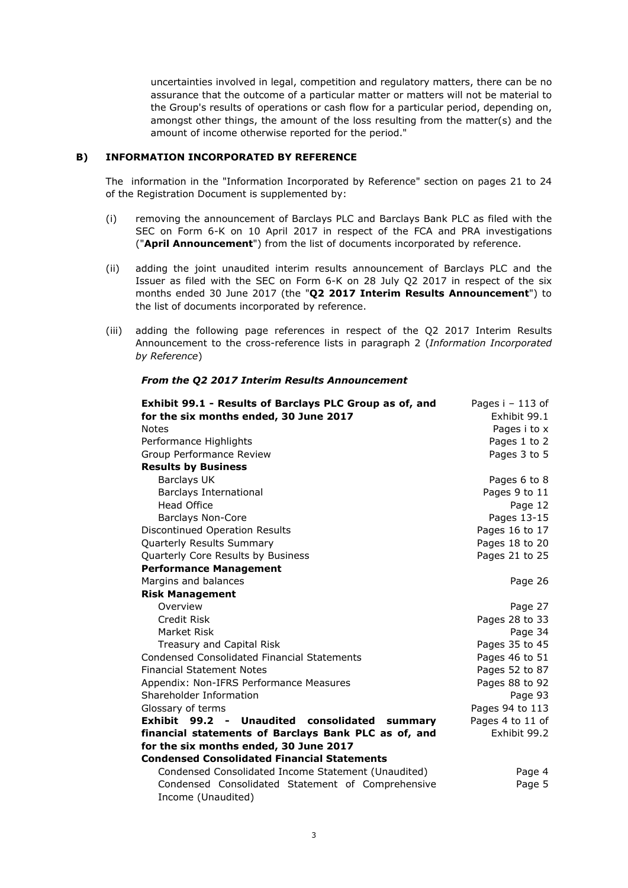uncertainties involved in legal, competition and regulatory matters, there can be no assurance that the outcome of a particular matter or matters will not be material to the Group's results of operations or cash flow for a particular period, depending on, amongst other things, the amount of the loss resulting from the matter(s) and the amount of income otherwise reported for the period."

## B) INFORMATION INCORPORATED BY REFERENCE

The information in the "Information Incorporated by Reference" section on pages 21 to 24 of the Registration Document is supplemented by:

(i) removing the announcement of Barclays PLC and Barclays Bank PLC as filed with the SEC on Form 6-K on 10 April 2017 in respect of the FCA and PRA investigations ("**April Announcement**") from the list of documents incorporated by reference.

(ii) adding the joint unaudited interim results announcement of Barclays PLC and the Issuer as filed with the SEC on Form 6-K on 28 July Q2 2017 in respect of the six months ended 30 June 2017 (the "**Q2 2017 Interim Results Announcement**") to the list of documents incorporated by reference.

(iii) adding the following page references in respect of the Q2 2017 Interim Results Announcement to the cross-reference lists in paragraph 2 (*Information Incorporated by Reference*)

***From the Q2 2017 Interim Results Announcement***

| | |
|---|---|
| **Exhibit 99.1 - Results of Barclays PLC Group as of, and for the six months ended, 30 June 2017** | Pages i – 113 of Exhibit 99.1 |
| Notes | Pages i to x |
| Performance Highlights | Pages 1 to 2 |
| Group Performance Review | Pages 3 to 5 |
| **Results by Business** | |
| Barclays UK | Pages 6 to 8 |
| Barclays International | Pages 9 to 11 |
| Head Office | Page 12 |
| Barclays Non-Core | Pages 13-15 |
| Discontinued Operation Results | Pages 16 to 17 |
| Quarterly Results Summary | Pages 18 to 20 |
| Quarterly Core Results by Business | Pages 21 to 25 |
| **Performance Management** | |
| Margins and balances | Page 26 |
| **Risk Management** | |
| Overview | Page 27 |
| Credit Risk | Pages 28 to 33 |
| Market Risk | Page 34 |
| Treasury and Capital Risk | Pages 35 to 45 |
| Condensed Consolidated Financial Statements | Pages 46 to 51 |
| Financial Statement Notes | Pages 52 to 87 |
| Appendix: Non-IFRS Performance Measures | Pages 88 to 92 |
| Shareholder Information | Page 93 |
| Glossary of terms | Pages 94 to 113 |
| **Exhibit 99.2 - Unaudited consolidated summary financial statements of Barclays Bank PLC as of, and for the six months ended, 30 June 2017** | Pages 4 to 11 of Exhibit 99.2 |
| **Condensed Consolidated Financial Statements** | |
| Condensed Consolidated Income Statement (Unaudited) | Page 4 |
| Condensed Consolidated Statement of Comprehensive Income (Unaudited) | Page 5 |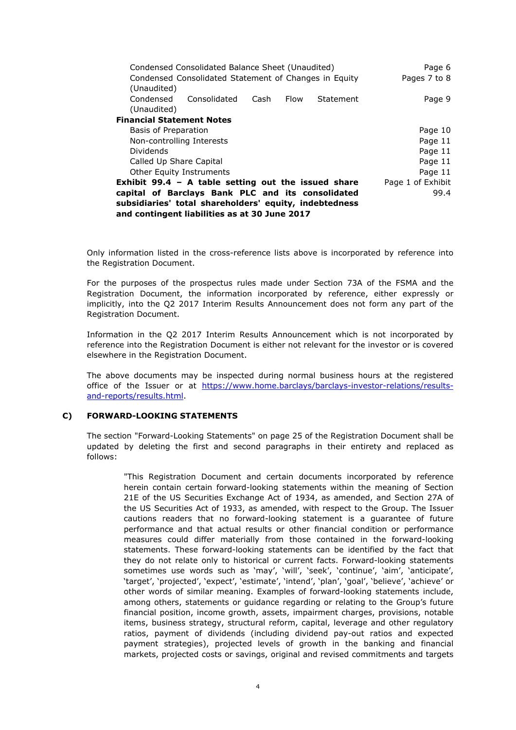| | |
|---|---|
| Condensed Consolidated Balance Sheet (Unaudited) | Page 6 |
| Condensed Consolidated Statement of Changes in Equity (Unaudited) | Pages 7 to 8 |
| Condensed Consolidated Cash Flow Statement (Unaudited) | Page 9 |
| **Financial Statement Notes** | |
| Basis of Preparation | Page 10 |
| Non-controlling Interests | Page 11 |
| Dividends | Page 11 |
| Called Up Share Capital | Page 11 |
| Other Equity Instruments | Page 11 |
| **Exhibit 99.4 – A table setting out the issued share capital of Barclays Bank PLC and its consolidated subsidiaries' total shareholders' equity, indebtedness and contingent liabilities as at 30 June 2017** | Page 1 of Exhibit 99.4 |

Only information listed in the cross-reference lists above is incorporated by reference into the Registration Document.

For the purposes of the prospectus rules made under Section 73A of the FSMA and the Registration Document, the information incorporated by reference, either expressly or implicitly, into the Q2 2017 Interim Results Announcement does not form any part of the Registration Document.

Information in the Q2 2017 Interim Results Announcement which is not incorporated by reference into the Registration Document is either not relevant for the investor or is covered elsewhere in the Registration Document.

The above documents may be inspected during normal business hours at the registered office of the Issuer or at https://www.home.barclays/barclays-investor-relations/results-and-reports/results.html.

## C) FORWARD-LOOKING STATEMENTS

The section "Forward-Looking Statements" on page 25 of the Registration Document shall be updated by deleting the first and second paragraphs in their entirety and replaced as follows:

> "This Registration Document and certain documents incorporated by reference herein contain certain forward-looking statements within the meaning of Section 21E of the US Securities Exchange Act of 1934, as amended, and Section 27A of the US Securities Act of 1933, as amended, with respect to the Group. The Issuer cautions readers that no forward-looking statement is a guarantee of future performance and that actual results or other financial condition or performance measures could differ materially from those contained in the forward-looking statements. These forward-looking statements can be identified by the fact that they do not relate only to historical or current facts. Forward-looking statements sometimes use words such as 'may', 'will', 'seek', 'continue', 'aim', 'anticipate', 'target', 'projected', 'expect', 'estimate', 'intend', 'plan', 'goal', 'believe', 'achieve' or other words of similar meaning. Examples of forward-looking statements include, among others, statements or guidance regarding or relating to the Group's future financial position, income growth, assets, impairment charges, provisions, notable items, business strategy, structural reform, capital, leverage and other regulatory ratios, payment of dividends (including dividend pay-out ratios and expected payment strategies), projected levels of growth in the banking and financial markets, projected costs or savings, original and revised commitments and targets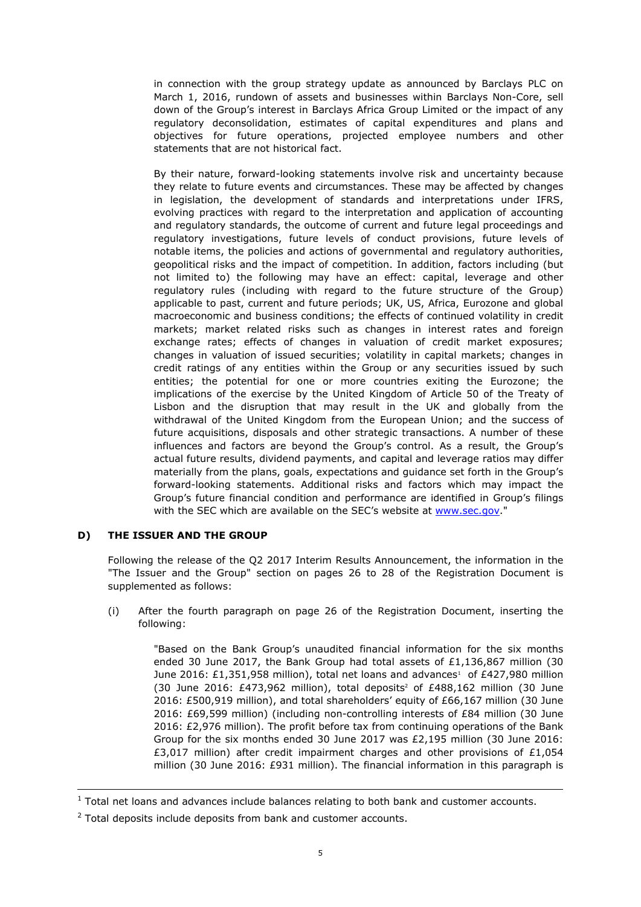in connection with the group strategy update as announced by Barclays PLC on March 1, 2016, rundown of assets and businesses within Barclays Non-Core, sell down of the Group's interest in Barclays Africa Group Limited or the impact of any regulatory deconsolidation, estimates of capital expenditures and plans and objectives for future operations, projected employee numbers and other statements that are not historical fact.

By their nature, forward-looking statements involve risk and uncertainty because they relate to future events and circumstances. These may be affected by changes in legislation, the development of standards and interpretations under IFRS, evolving practices with regard to the interpretation and application of accounting and regulatory standards, the outcome of current and future legal proceedings and regulatory investigations, future levels of conduct provisions, future levels of notable items, the policies and actions of governmental and regulatory authorities, geopolitical risks and the impact of competition. In addition, factors including (but not limited to) the following may have an effect: capital, leverage and other regulatory rules (including with regard to the future structure of the Group) applicable to past, current and future periods; UK, US, Africa, Eurozone and global macroeconomic and business conditions; the effects of continued volatility in credit markets; market related risks such as changes in interest rates and foreign exchange rates; effects of changes in valuation of credit market exposures; changes in valuation of issued securities; volatility in capital markets; changes in credit ratings of any entities within the Group or any securities issued by such entities; the potential for one or more countries exiting the Eurozone; the implications of the exercise by the United Kingdom of Article 50 of the Treaty of Lisbon and the disruption that may result in the UK and globally from the withdrawal of the United Kingdom from the European Union; and the success of future acquisitions, disposals and other strategic transactions. A number of these influences and factors are beyond the Group's control. As a result, the Group's actual future results, dividend payments, and capital and leverage ratios may differ materially from the plans, goals, expectations and guidance set forth in the Group's forward-looking statements. Additional risks and factors which may impact the Group's future financial condition and performance are identified in Group's filings with the SEC which are available on the SEC's website at www.sec.gov."

## D) THE ISSUER AND THE GROUP

Following the release of the Q2 2017 Interim Results Announcement, the information in the "The Issuer and the Group" section on pages 26 to 28 of the Registration Document is supplemented as follows:

(i) After the fourth paragraph on page 26 of the Registration Document, inserting the following:

"Based on the Bank Group's unaudited financial information for the six months ended 30 June 2017, the Bank Group had total assets of £1,136,867 million (30 June 2016: £1,351,958 million), total net loans and advances[1] of £427,980 million (30 June 2016: £473,962 million), total deposits[2] of £488,162 million (30 June 2016: £500,919 million), and total shareholders' equity of £66,167 million (30 June 2016: £69,599 million) (including non-controlling interests of £84 million (30 June 2016: £2,976 million). The profit before tax from continuing operations of the Bank Group for the six months ended 30 June 2017 was £2,195 million (30 June 2016: £3,017 million) after credit impairment charges and other provisions of £1,054 million (30 June 2016: £931 million). The financial information in this paragraph is

---

[1] Total net loans and advances include balances relating to both bank and customer accounts.

[2] Total deposits include deposits from bank and customer accounts.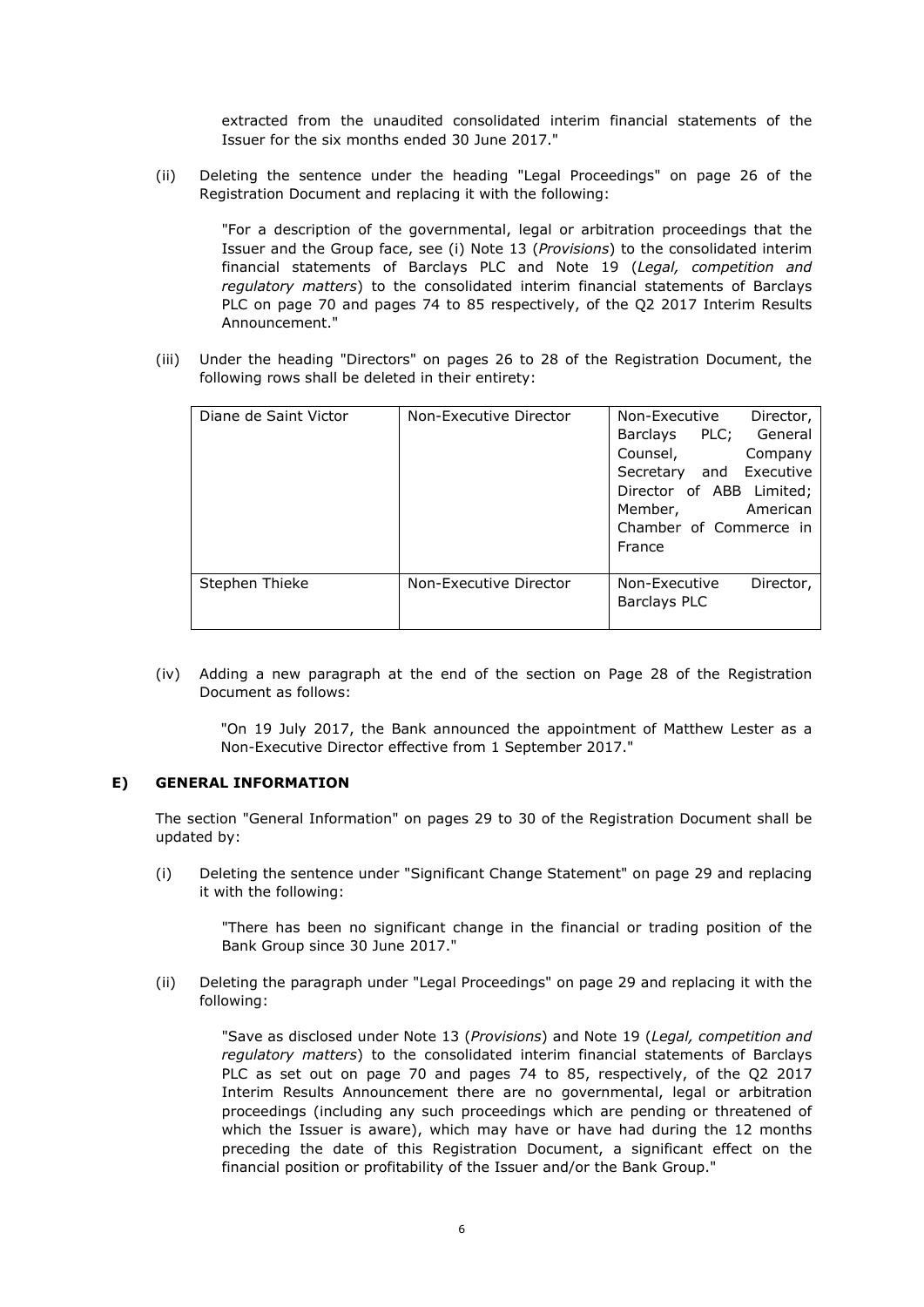extracted from the unaudited consolidated interim financial statements of the Issuer for the six months ended 30 June 2017."

(ii) Deleting the sentence under the heading "Legal Proceedings" on page 26 of the Registration Document and replacing it with the following:

> "For a description of the governmental, legal or arbitration proceedings that the Issuer and the Group face, see (i) Note 13 (*Provisions*) to the consolidated interim financial statements of Barclays PLC and Note 19 (*Legal, competition and regulatory matters*) to the consolidated interim financial statements of Barclays PLC on page 70 and pages 74 to 85 respectively, of the Q2 2017 Interim Results Announcement."

(iii) Under the heading "Directors" on pages 26 to 28 of the Registration Document, the following rows shall be deleted in their entirety:

| | | |
|---|---|---|
| Diane de Saint Victor | Non-Executive Director | Non-Executive Director, Barclays PLC; General Counsel, Company Secretary and Executive Director of ABB Limited; Member, American Chamber of Commerce in France |
| Stephen Thieke | Non-Executive Director | Non-Executive Director, Barclays PLC |

(iv) Adding a new paragraph at the end of the section on Page 28 of the Registration Document as follows:

> "On 19 July 2017, the Bank announced the appointment of Matthew Lester as a Non-Executive Director effective from 1 September 2017."

## E) GENERAL INFORMATION

The section "General Information" on pages 29 to 30 of the Registration Document shall be updated by:

(i) Deleting the sentence under "Significant Change Statement" on page 29 and replacing it with the following:

> "There has been no significant change in the financial or trading position of the Bank Group since 30 June 2017."

(ii) Deleting the paragraph under "Legal Proceedings" on page 29 and replacing it with the following:

> "Save as disclosed under Note 13 (*Provisions*) and Note 19 (*Legal, competition and regulatory matters*) to the consolidated interim financial statements of Barclays PLC as set out on page 70 and pages 74 to 85, respectively, of the Q2 2017 Interim Results Announcement there are no governmental, legal or arbitration proceedings (including any such proceedings which are pending or threatened of which the Issuer is aware), which may have or have had during the 12 months preceding the date of this Registration Document, a significant effect on the financial position or profitability of the Issuer and/or the Bank Group."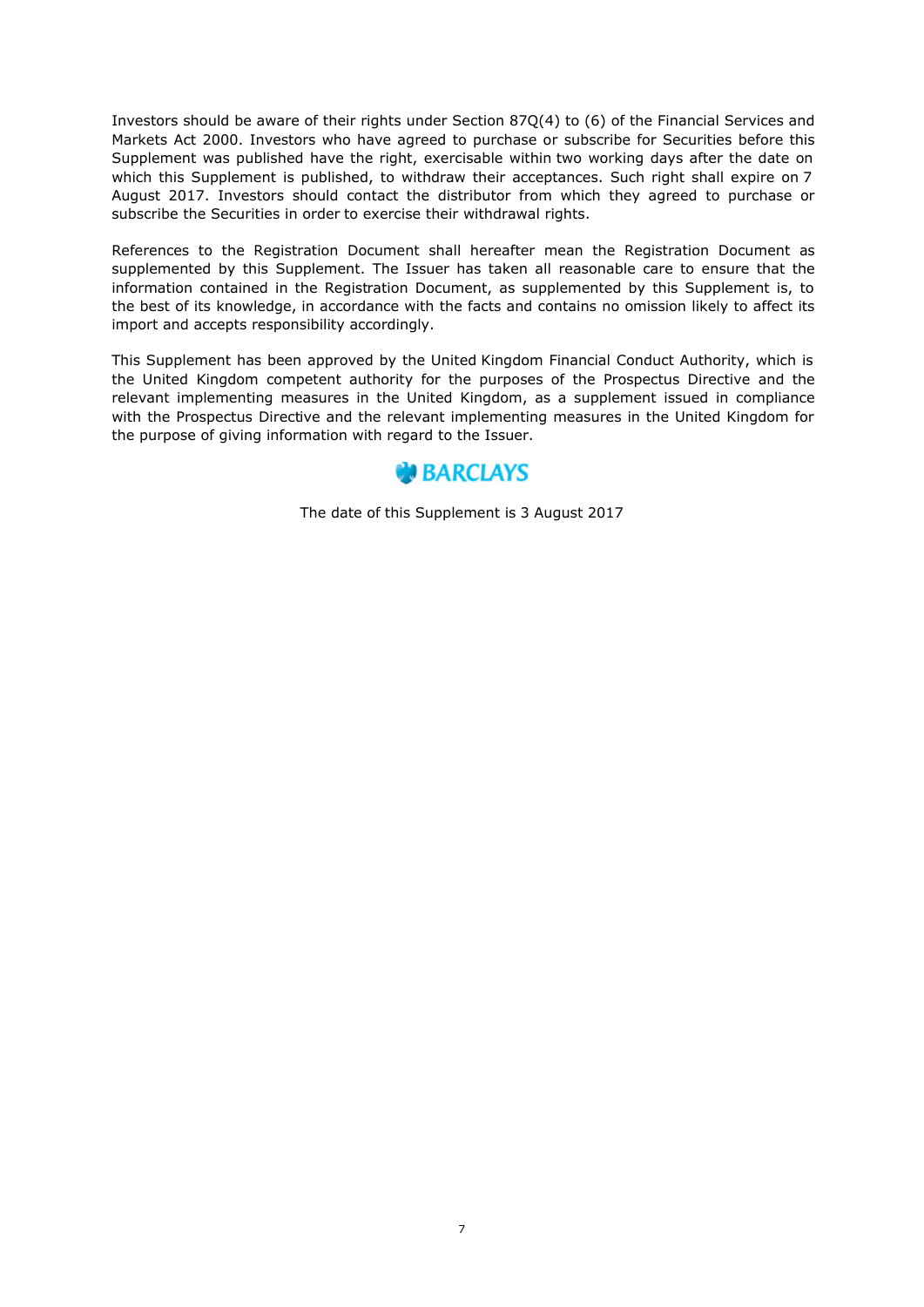Investors should be aware of their rights under Section 87Q(4) to (6) of the Financial Services and Markets Act 2000. Investors who have agreed to purchase or subscribe for Securities before this Supplement was published have the right, exercisable within two working days after the date on which this Supplement is published, to withdraw their acceptances. Such right shall expire on 7 August 2017. Investors should contact the distributor from which they agreed to purchase or subscribe the Securities in order to exercise their withdrawal rights.

References to the Registration Document shall hereafter mean the Registration Document as supplemented by this Supplement. The Issuer has taken all reasonable care to ensure that the information contained in the Registration Document, as supplemented by this Supplement is, to the best of its knowledge, in accordance with the facts and contains no omission likely to affect its import and accepts responsibility accordingly.

This Supplement has been approved by the United Kingdom Financial Conduct Authority, which is the United Kingdom competent authority for the purposes of the Prospectus Directive and the relevant implementing measures in the United Kingdom, as a supplement issued in compliance with the Prospectus Directive and the relevant implementing measures in the United Kingdom for the purpose of giving information with regard to the Issuer.

BARCLAYS

The date of this Supplement is 3 August 2017